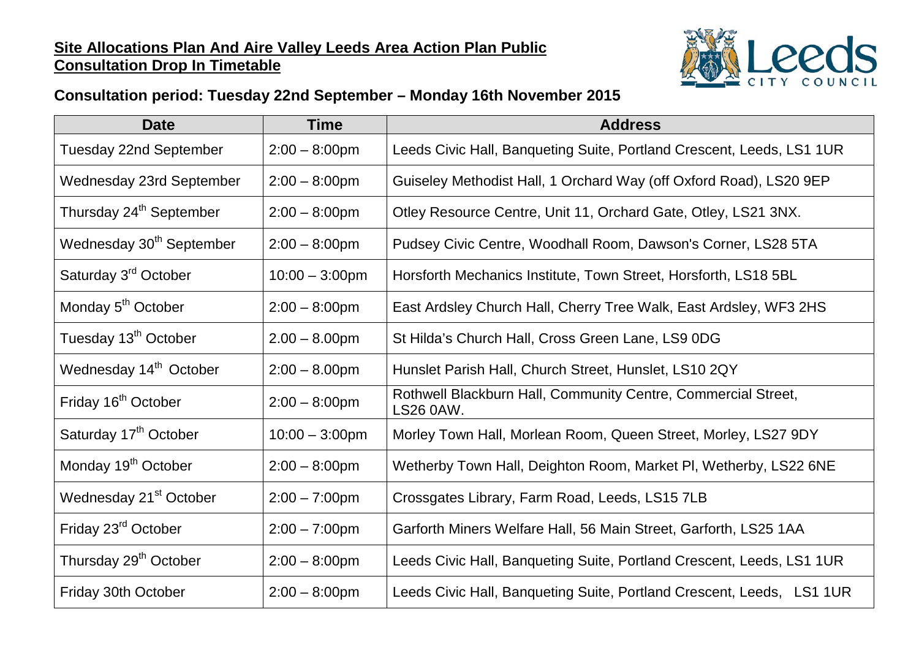**Site Allocations Plan And Aire Valley Leeds Area Action Plan Public Consultation Drop In Timetable**

**Consultation period: Tuesday 22nd September – Monday 16th November 2015**

| Date | Time | Address |
|---|---|---|
| Tuesday 22nd September | 2:00 – 8:00pm | Leeds Civic Hall, Banqueting Suite, Portland Crescent, Leeds, LS1 1UR |
| Wednesday 23rd September | 2:00 – 8:00pm | Guiseley Methodist Hall, 1 Orchard Way (off Oxford Road), LS20 9EP |
| Thursday 24th September | 2:00 – 8:00pm | Otley Resource Centre, Unit 11, Orchard Gate, Otley, LS21 3NX. |
| Wednesday 30th September | 2:00 – 8:00pm | Pudsey Civic Centre, Woodhall Room, Dawson's Corner, LS28 5TA |
| Saturday 3rd October | 10:00 – 3:00pm | Horsforth Mechanics Institute, Town Street, Horsforth, LS18 5BL |
| Monday 5th October | 2:00 – 8:00pm | East Ardsley Church Hall, Cherry Tree Walk, East Ardsley, WF3 2HS |
| Tuesday 13th October | 2.00 – 8.00pm | St Hilda's Church Hall, Cross Green Lane, LS9 0DG |
| Wednesday 14th October | 2:00 – 8.00pm | Hunslet Parish Hall, Church Street, Hunslet, LS10 2QY |
| Friday 16th October | 2:00 – 8:00pm | Rothwell Blackburn Hall, Community Centre, Commercial Street, LS26 0AW. |
| Saturday 17th October | 10:00 – 3:00pm | Morley Town Hall, Morlean Room, Queen Street, Morley, LS27 9DY |
| Monday 19th October | 2:00 – 8:00pm | Wetherby Town Hall, Deighton Room, Market Pl, Wetherby, LS22 6NE |
| Wednesday 21st October | 2:00 – 7:00pm | Crossgates Library, Farm Road, Leeds, LS15 7LB |
| Friday 23rd October | 2:00 – 7:00pm | Garforth Miners Welfare Hall, 56 Main Street, Garforth, LS25 1AA |
| Thursday 29th October | 2:00 – 8:00pm | Leeds Civic Hall, Banqueting Suite, Portland Crescent, Leeds, LS1 1UR |
| Friday 30th October | 2:00 – 8:00pm | Leeds Civic Hall, Banqueting Suite, Portland Crescent, Leeds, LS1 1UR |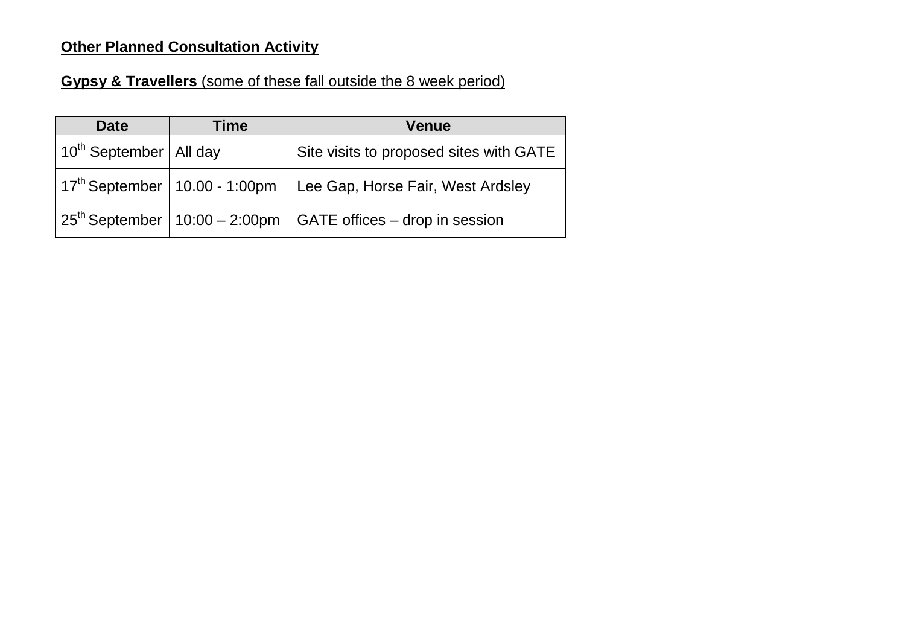**Other Planned Consultation Activity**

**Gypsy & Travellers** (some of these fall outside the 8 week period)

| Date | Time | Venue |
|---|---|---|
| 10th September | All day | Site visits to proposed sites with GATE |
| 17th September | 10.00 - 1:00pm | Lee Gap, Horse Fair, West Ardsley |
| 25th September | 10:00 – 2:00pm | GATE offices – drop in session |